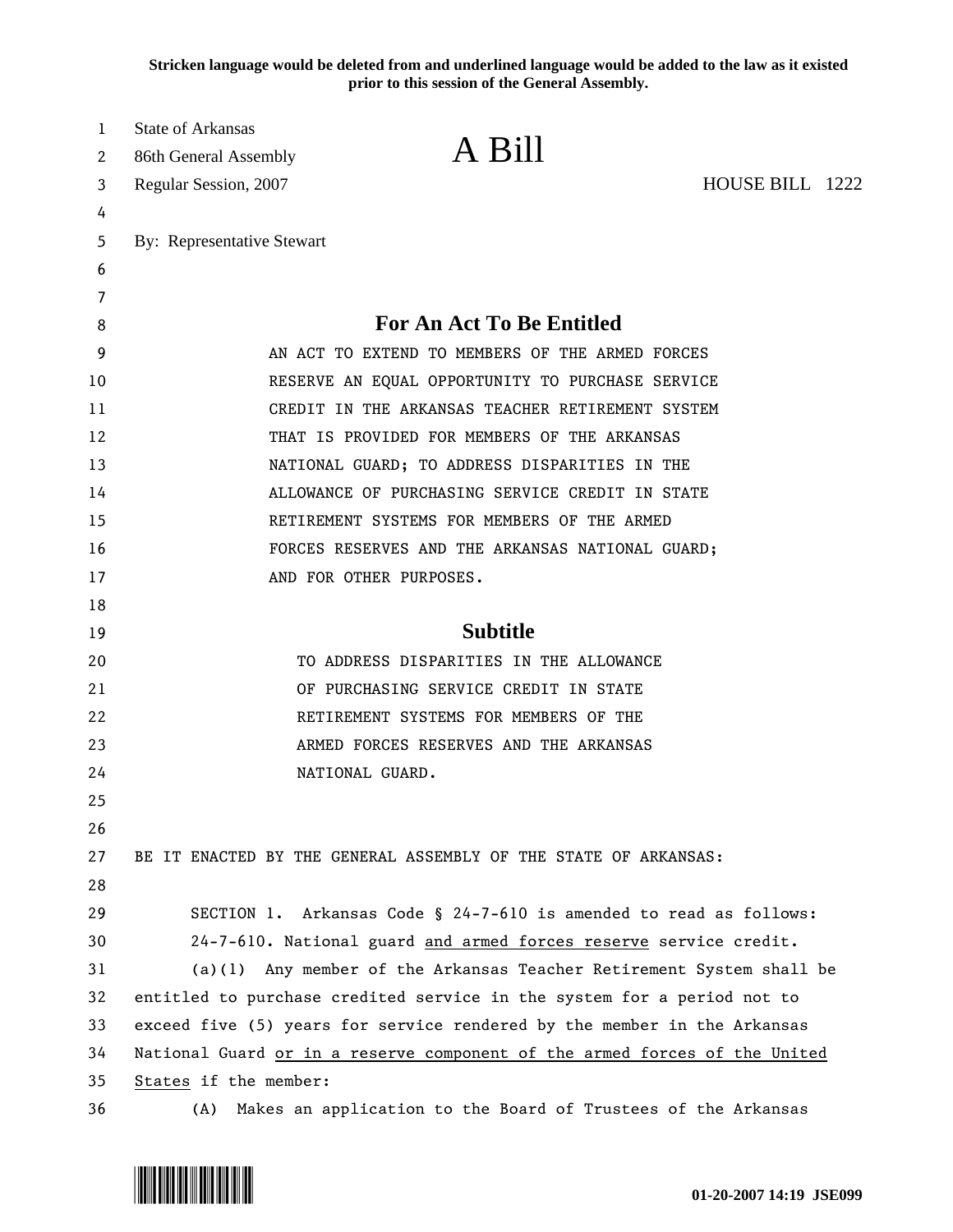**Stricken language would be deleted from and underlined language would be added to the law as it existed prior to this session of the General Assembly.**

State of Arkansas
86th General Assembly
Regular Session, 2007

# A Bill

HOUSE BILL 1222

By: Representative Stewart

## For An Act To Be Entitled

AN ACT TO EXTEND TO MEMBERS OF THE ARMED FORCES RESERVE AN EQUAL OPPORTUNITY TO PURCHASE SERVICE CREDIT IN THE ARKANSAS TEACHER RETIREMENT SYSTEM THAT IS PROVIDED FOR MEMBERS OF THE ARKANSAS NATIONAL GUARD; TO ADDRESS DISPARITIES IN THE ALLOWANCE OF PURCHASING SERVICE CREDIT IN STATE RETIREMENT SYSTEMS FOR MEMBERS OF THE ARMED FORCES RESERVES AND THE ARKANSAS NATIONAL GUARD; AND FOR OTHER PURPOSES.

## Subtitle

TO ADDRESS DISPARITIES IN THE ALLOWANCE OF PURCHASING SERVICE CREDIT IN STATE RETIREMENT SYSTEMS FOR MEMBERS OF THE ARMED FORCES RESERVES AND THE ARKANSAS NATIONAL GUARD.

BE IT ENACTED BY THE GENERAL ASSEMBLY OF THE STATE OF ARKANSAS:

SECTION 1. Arkansas Code § 24-7-610 is amended to read as follows:

24-7-610. National guard <u>and armed forces reserve</u> service credit.

(a)(1) Any member of the Arkansas Teacher Retirement System shall be entitled to purchase credited service in the system for a period not to exceed five (5) years for service rendered by the member in the Arkansas National Guard <u>or in a reserve component of the armed forces of the United States</u> if the member:

(A) Makes an application to the Board of Trustees of the Arkansas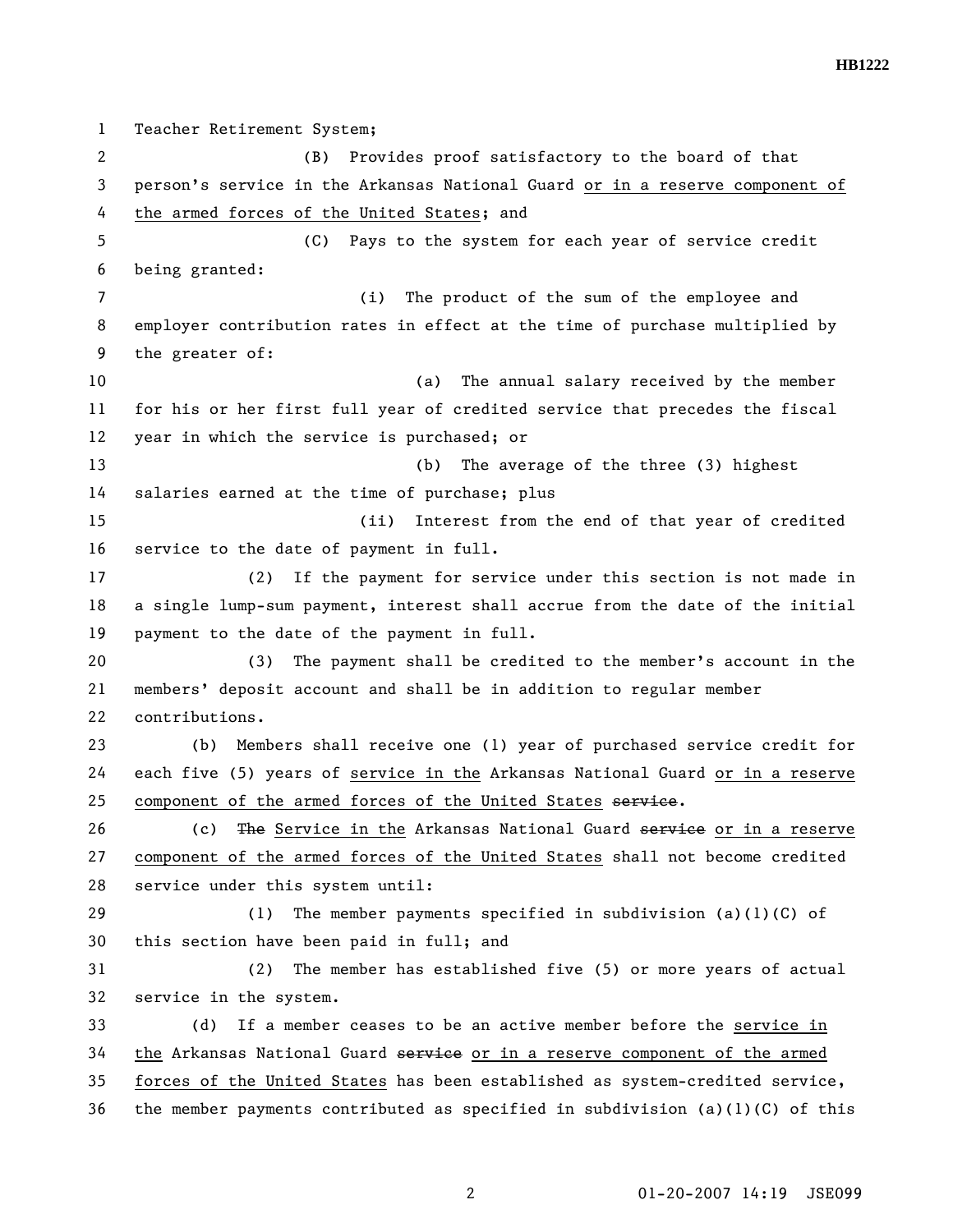Teacher Retirement System;

(B) Provides proof satisfactory to the board of that person's service in the Arkansas National Guard or in a reserve component of the armed forces of the United States; and

(C) Pays to the system for each year of service credit being granted:

(i) The product of the sum of the employee and employer contribution rates in effect at the time of purchase multiplied by the greater of:

(a) The annual salary received by the member for his or her first full year of credited service that precedes the fiscal year in which the service is purchased; or

(b) The average of the three (3) highest salaries earned at the time of purchase; plus

(ii) Interest from the end of that year of credited service to the date of payment in full.

(2) If the payment for service under this section is not made in a single lump-sum payment, interest shall accrue from the date of the initial payment to the date of the payment in full.

(3) The payment shall be credited to the member's account in the members' deposit account and shall be in addition to regular member contributions.

(b) Members shall receive one (1) year of purchased service credit for each five (5) years of service in the Arkansas National Guard or in a reserve component of the armed forces of the United States ~~service~~.

(c) ~~The~~ Service in the Arkansas National Guard ~~service~~ or in a reserve component of the armed forces of the United States shall not become credited service under this system until:

(1) The member payments specified in subdivision (a)(1)(C) of this section have been paid in full; and

(2) The member has established five (5) or more years of actual service in the system.

(d) If a member ceases to be an active member before the service in the Arkansas National Guard ~~service~~ or in a reserve component of the armed forces of the United States has been established as system-credited service, the member payments contributed as specified in subdivision (a)(1)(C) of this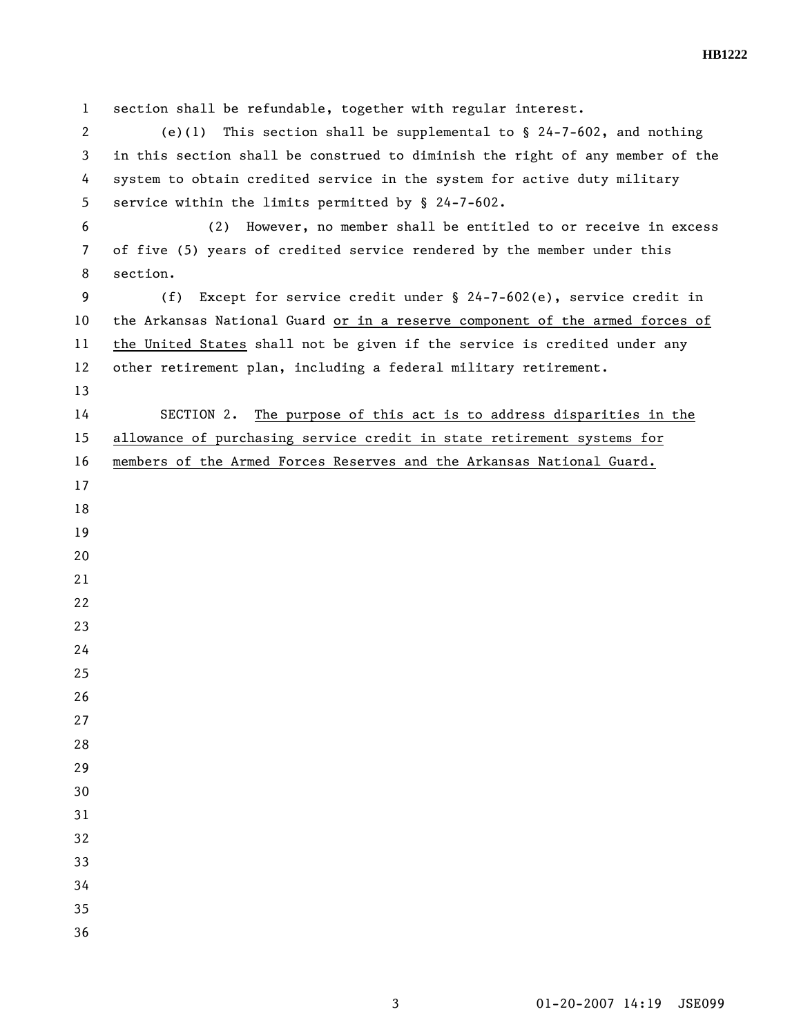section shall be refundable, together with regular interest.

(e)(1) This section shall be supplemental to § 24-7-602, and nothing in this section shall be construed to diminish the right of any member of the system to obtain credited service in the system for active duty military service within the limits permitted by § 24-7-602.

(2) However, no member shall be entitled to or receive in excess of five (5) years of credited service rendered by the member under this section.

(f) Except for service credit under § 24-7-602(e), service credit in the Arkansas National Guard <u>or in a reserve component of the armed forces of the United States</u> shall not be given if the service is credited under any other retirement plan, including a federal military retirement.

SECTION 2. <u>The purpose of this act is to address disparities in the allowance of purchasing service credit in state retirement systems for members of the Armed Forces Reserves and the Arkansas National Guard.</u>